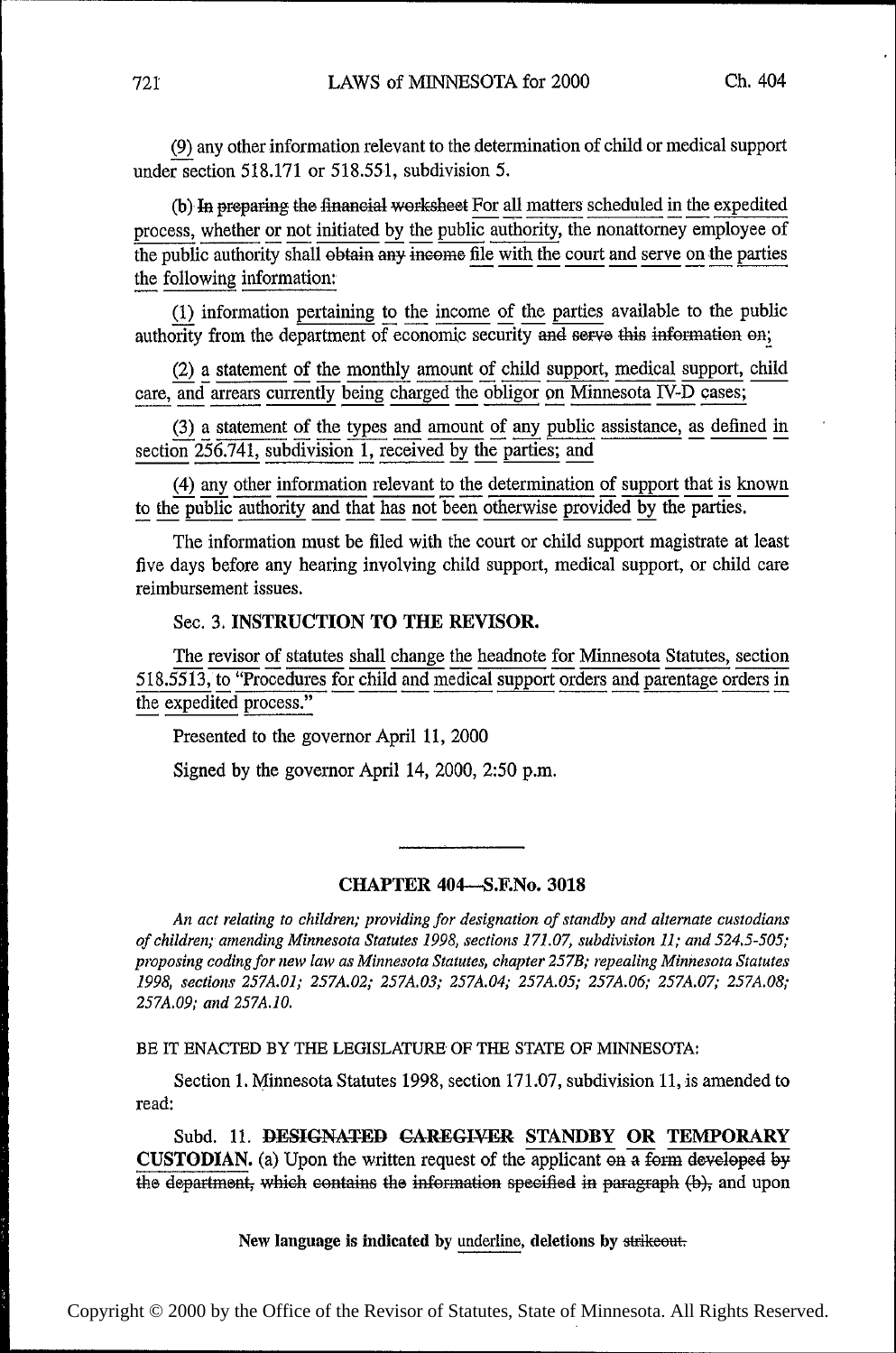(9) any other information relevant to the determination of child or medical support under section 518.171 or 518.551, subdivision 5.

(b) ~~In preparing the financial worksheet~~ For all matters scheduled in the expedited process, whether or not initiated by the public authority, the nonattorney employee of the public authority shall ~~obtain any income~~ file with the court and serve on the parties the following information:

(1) information pertaining to the income of the parties available to the public authority from the department of economic security ~~and serve this information on~~;

(2) a statement of the monthly amount of child support, medical support, child care, and arrears currently being charged the obligor on Minnesota IV-D cases;

(3) a statement of the types and amount of any public assistance, as defined in section 256.741, subdivision 1, received by the parties; and

(4) any other information relevant to the determination of support that is known to the public authority and that has not been otherwise provided by the parties.

The information must be filed with the court or child support magistrate at least five days before any hearing involving child support, medical support, or child care reimbursement issues.

Sec. 3. **INSTRUCTION TO THE REVISOR.**

The revisor of statutes shall change the headnote for Minnesota Statutes, section 518.5513, to "Procedures for child and medical support orders and parentage orders in the expedited process."

Presented to the governor April 11, 2000

Signed by the governor April 14, 2000, 2:50 p.m.

---

## CHAPTER 404—S.F.No. 3018

*An act relating to children; providing for designation of standby and alternate custodians of children; amending Minnesota Statutes 1998, sections 171.07, subdivision 11; and 524.5-505; proposing coding for new law as Minnesota Statutes, chapter 257B; repealing Minnesota Statutes 1998, sections 257A.01; 257A.02; 257A.03; 257A.04; 257A.05; 257A.06; 257A.07; 257A.08; 257A.09; and 257A.10.*

BE IT ENACTED BY THE LEGISLATURE OF THE STATE OF MINNESOTA:

Section 1. Minnesota Statutes 1998, section 171.07, subdivision 11, is amended to read:

Subd. 11. ~~**DESIGNATED CAREGIVER**~~ **STANDBY OR TEMPORARY CUSTODIAN.** (a) Upon the written request of the applicant ~~on a form developed by the department, which contains the information specified in paragraph (b),~~ and upon

New language is indicated by underline, deletions by ~~strikeout.~~

Copyright © 2000 by the Office of the Revisor of Statutes, State of Minnesota. All Rights Reserved.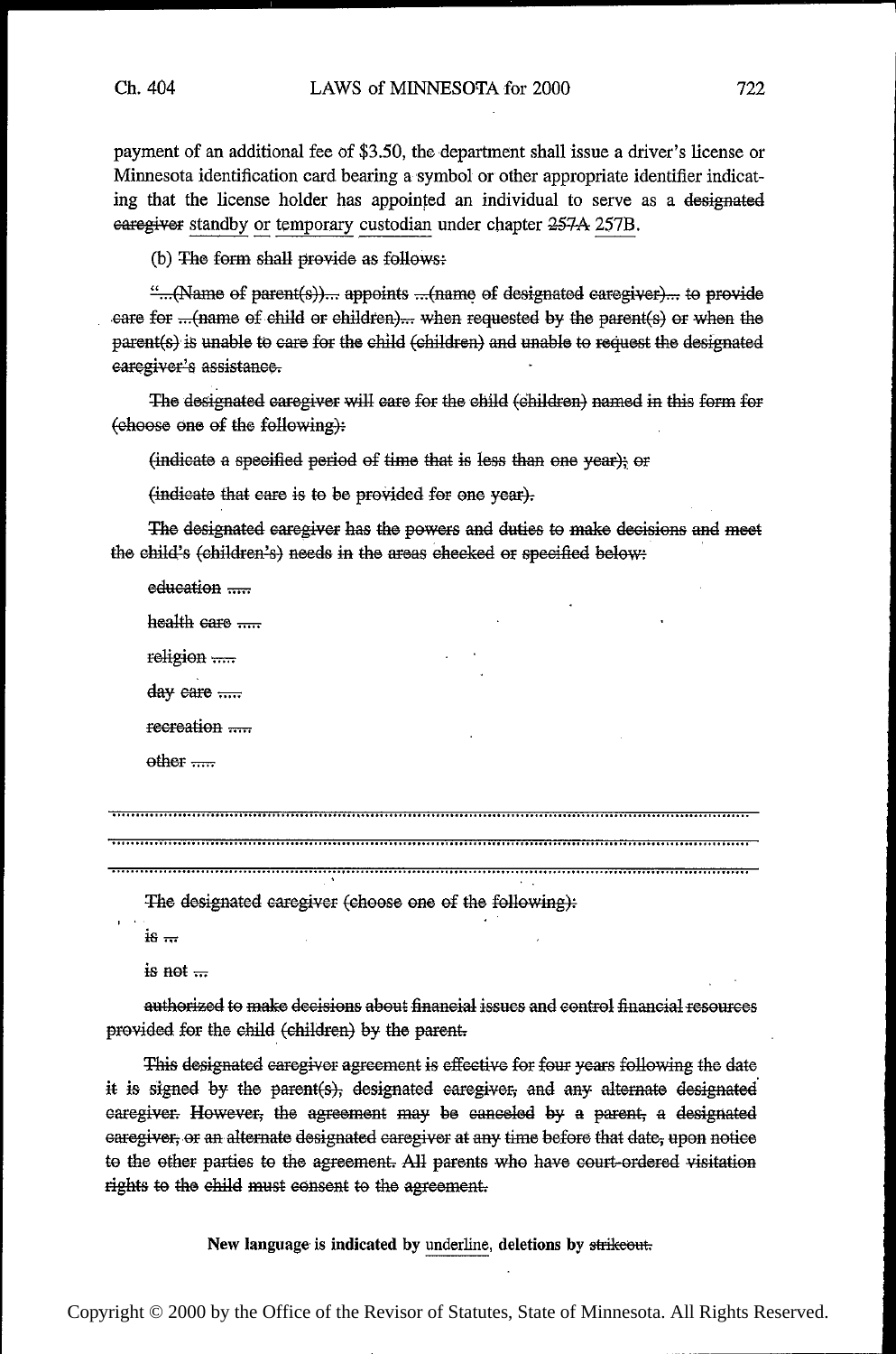payment of an additional fee of $3.50, the department shall issue a driver's license or Minnesota identification card bearing a symbol or other appropriate identifier indicating that the license holder has appointed an individual to serve as a ~~designated caregiver~~ <u>standby</u> <u>or</u> <u>temporary</u> <u>custodian</u> under chapter ~~257A~~ <u>257B</u>.

(b) ~~The form shall provide as follows:~~

~~"...(Name of parent(s))... appoints ...(name of designated caregiver)... to provide care for ...(name of child or children)... when requested by the parent(s) or when the parent(s) is unable to care for the child (children) and unable to request the designated caregiver's assistance.~~

~~The designated caregiver will care for the child (children) named in this form for (choose one of the following):~~

~~(indicate a specified period of time that is less than one year); or~~

~~(indicate that care is to be provided for one year).~~

~~The designated caregiver has the powers and duties to make decisions and meet the child's (children's) needs in the areas checked or specified below:~~

~~education .....~~

~~health care .....~~

~~religion .....~~

~~day care .....~~

~~recreation .....~~

~~other .....~~

~~..................................................................................................................................~~

~~..................................................................................................................................~~

~~..................................................................................................................................~~

~~The designated caregiver (choose one of the following):~~

~~is ...~~

~~is not ...~~

~~authorized to make decisions about financial issues and control financial resources provided for the child (children) by the parent.~~

~~This designated caregiver agreement is effective for four years following the date it is signed by the parent(s), designated caregiver, and any alternate designated caregiver. However, the agreement may be canceled by a parent, a designated caregiver, or an alternate designated caregiver at any time before that date, upon notice to the other parties to the agreement. All parents who have court-ordered visitation rights to the child must consent to the agreement.~~

**New language is indicated by <u>underline</u>, deletions by ~~strikeout.~~**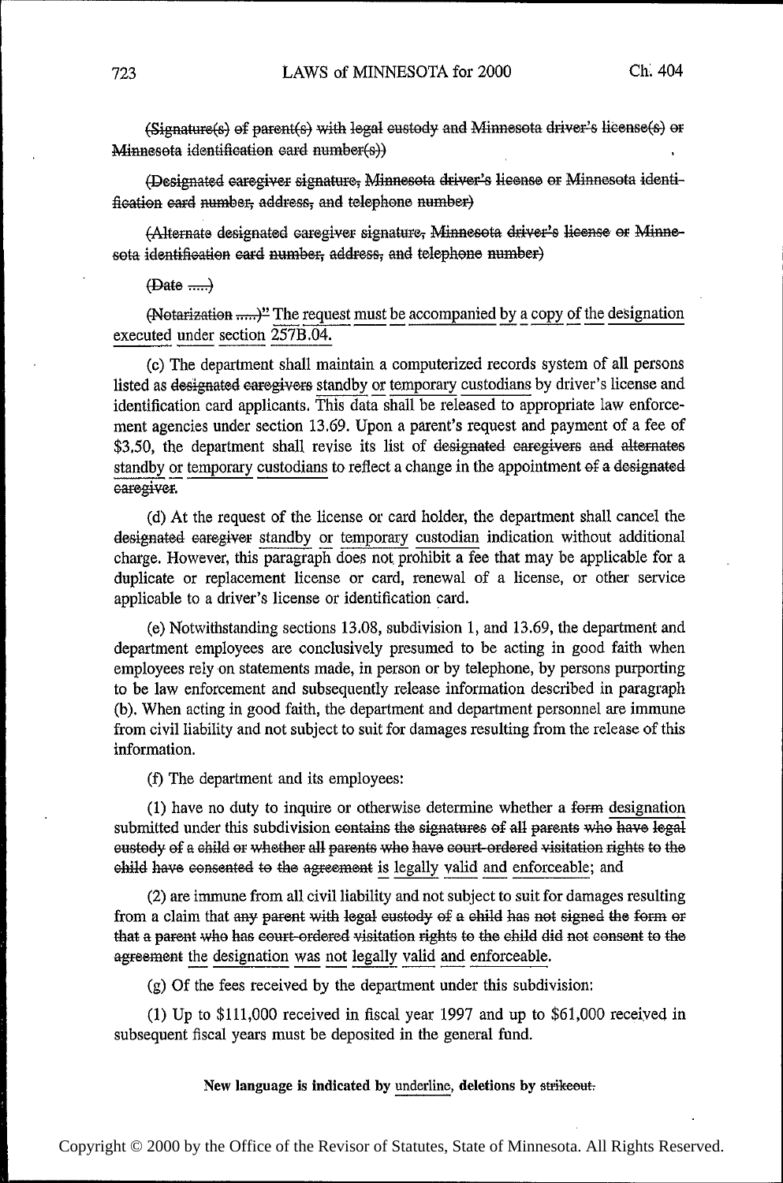~~(Signature(s) of parent(s) with legal custody and Minnesota driver's license(s) or Minnesota identification card number(s))~~

~~(Designated caregiver signature, Minnesota driver's license or Minnesota identification card number, address, and telephone number)~~

~~(Alternate designated caregiver signature, Minnesota driver's license or Minnesota identification card number, address, and telephone number)~~

~~(Date .....)~~

~~(Notarization .....)"~~ <u>The request must be accompanied by a copy of the designation executed under section 257B.04.</u>

(c) The department shall maintain a computerized records system of all persons listed as ~~designated caregivers~~ <u>standby or temporary custodians</u> by driver's license and identification card applicants. This data shall be released to appropriate law enforcement agencies under section 13.69. Upon a parent's request and payment of a fee of $3.50, the department shall revise its list of ~~designated caregivers and alternates~~ <u>standby or temporary custodians</u> to reflect a change in the appointment ~~of a designated caregiver~~.

(d) At the request of the license or card holder, the department shall cancel the ~~designated caregiver~~ <u>standby or temporary custodian</u> indication without additional charge. However, this paragraph does not prohibit a fee that may be applicable for a duplicate or replacement license or card, renewal of a license, or other service applicable to a driver's license or identification card.

(e) Notwithstanding sections 13.08, subdivision 1, and 13.69, the department and department employees are conclusively presumed to be acting in good faith when employees rely on statements made, in person or by telephone, by persons purporting to be law enforcement and subsequently release information described in paragraph (b). When acting in good faith, the department and department personnel are immune from civil liability and not subject to suit for damages resulting from the release of this information.

(f) The department and its employees:

(1) have no duty to inquire or otherwise determine whether a ~~form~~ <u>designation</u> submitted under this subdivision ~~contains the signatures of all parents who have legal custody of a child or whether all parents who have court-ordered visitation rights to the child have consented to the agreement~~ <u>is legally valid and enforceable</u>; and

(2) are immune from all civil liability and not subject to suit for damages resulting from a claim that ~~any parent with legal custody of a child has not signed the form or that a parent who has court-ordered visitation rights to the child did not consent to the agreement~~ <u>the designation was not legally valid and enforceable</u>.

(g) Of the fees received by the department under this subdivision:

(1) Up to $111,000 received in fiscal year 1997 and up to $61,000 received in subsequent fiscal years must be deposited in the general fund.

**New language is indicated by <u>underline</u>, deletions by ~~strikeout~~.**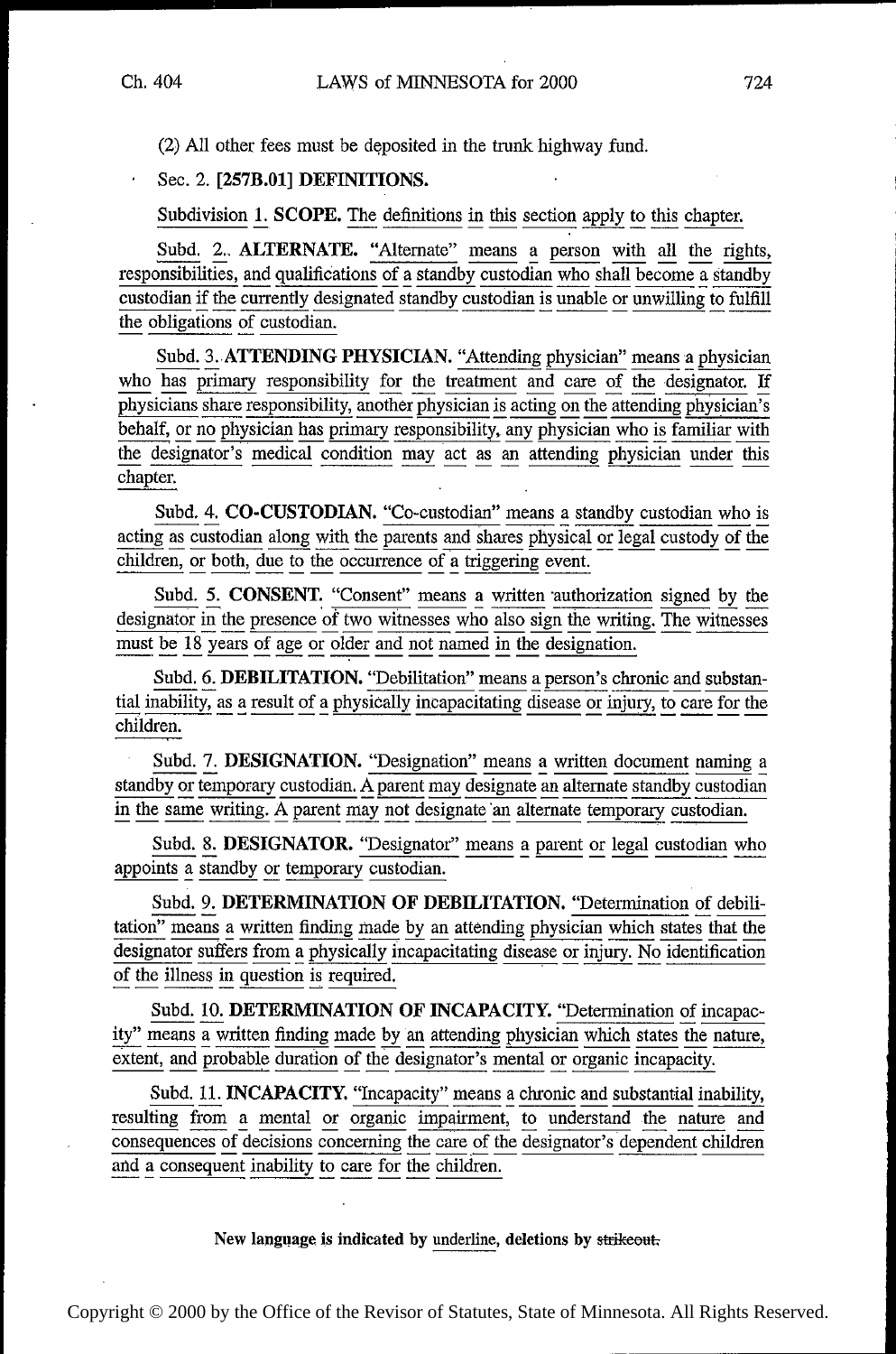(2) All other fees must be deposited in the trunk highway fund.

Sec. 2. **[257B.01] DEFINITIONS.**

Subdivision 1. **SCOPE.** The definitions in this section apply to this chapter.

Subd. 2. **ALTERNATE.** "Alternate" means a person with all the rights, responsibilities, and qualifications of a standby custodian who shall become a standby custodian if the currently designated standby custodian is unable or unwilling to fulfill the obligations of custodian.

Subd. 3. **ATTENDING PHYSICIAN.** "Attending physician" means a physician who has primary responsibility for the treatment and care of the designator. If physicians share responsibility, another physician is acting on the attending physician's behalf, or no physician has primary responsibility, any physician who is familiar with the designator's medical condition may act as an attending physician under this chapter.

Subd. 4. **CO-CUSTODIAN.** "Co-custodian" means a standby custodian who is acting as custodian along with the parents and shares physical or legal custody of the children, or both, due to the occurrence of a triggering event.

Subd. 5. **CONSENT.** "Consent" means a written authorization signed by the designator in the presence of two witnesses who also sign the writing. The witnesses must be 18 years of age or older and not named in the designation.

Subd. 6. **DEBILITATION.** "Debilitation" means a person's chronic and substantial inability, as a result of a physically incapacitating disease or injury, to care for the children.

Subd. 7. **DESIGNATION.** "Designation" means a written document naming a standby or temporary custodian. A parent may designate an alternate standby custodian in the same writing. A parent may not designate an alternate temporary custodian.

Subd. 8. **DESIGNATOR.** "Designator" means a parent or legal custodian who appoints a standby or temporary custodian.

Subd. 9. **DETERMINATION OF DEBILITATION.** "Determination of debilitation" means a written finding made by an attending physician which states that the designator suffers from a physically incapacitating disease or injury. No identification of the illness in question is required.

Subd. 10. **DETERMINATION OF INCAPACITY.** "Determination of incapacity" means a written finding made by an attending physician which states the nature, extent, and probable duration of the designator's mental or organic incapacity.

Subd. 11. **INCAPACITY.** "Incapacity" means a chronic and substantial inability, resulting from a mental or organic impairment, to understand the nature and consequences of decisions concerning the care of the designator's dependent children and a consequent inability to care for the children.

**New language is indicated by underline, deletions by ~~strikeout~~.**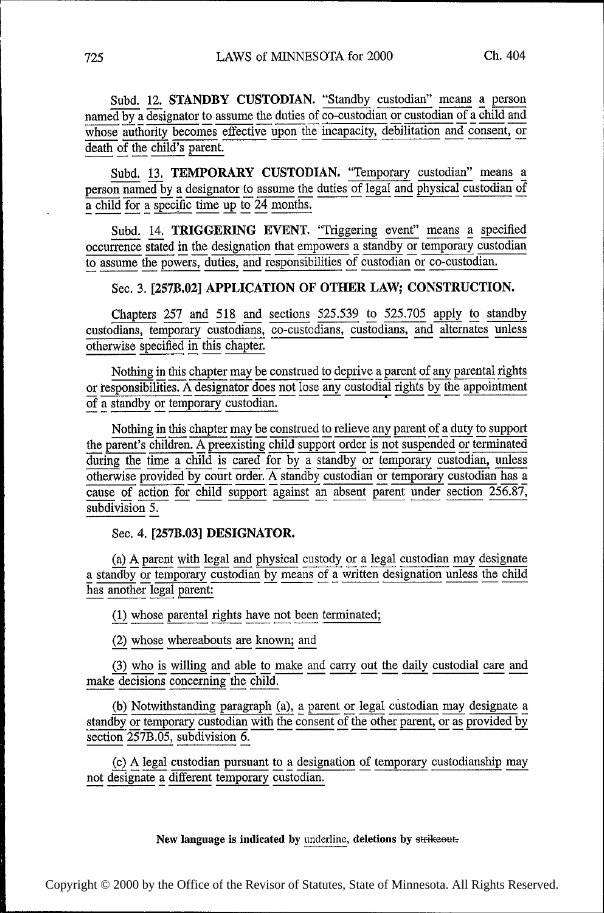Subd. 12. **STANDBY CUSTODIAN.** "Standby custodian" means a person named by a designator to assume the duties of co-custodian or custodian of a child and whose authority becomes effective upon the incapacity, debilitation and consent, or death of the child's parent.

Subd. 13. **TEMPORARY CUSTODIAN.** "Temporary custodian" means a person named by a designator to assume the duties of legal and physical custodian of a child for a specific time up to 24 months.

Subd. 14. **TRIGGERING EVENT.** "Triggering event" means a specified occurrence stated in the designation that empowers a standby or temporary custodian to assume the powers, duties, and responsibilities of custodian or co-custodian.

Sec. 3. **[257B.02] APPLICATION OF OTHER LAW; CONSTRUCTION.**

Chapters 257 and 518 and sections 525.539 to 525.705 apply to standby custodians, temporary custodians, co-custodians, custodians, and alternates unless otherwise specified in this chapter.

Nothing in this chapter may be construed to deprive a parent of any parental rights or responsibilities. A designator does not lose any custodial rights by the appointment of a standby or temporary custodian.

Nothing in this chapter may be construed to relieve any parent of a duty to support the parent's children. A preexisting child support order is not suspended or terminated during the time a child is cared for by a standby or temporary custodian, unless otherwise provided by court order. A standby custodian or temporary custodian has a cause of action for child support against an absent parent under section 256.87, subdivision 5.

Sec. 4. **[257B.03] DESIGNATOR.**

(a) A parent with legal and physical custody or a legal custodian may designate a standby or temporary custodian by means of a written designation unless the child has another legal parent:

(1) whose parental rights have not been terminated;

(2) whose whereabouts are known; and

(3) who is willing and able to make and carry out the daily custodial care and make decisions concerning the child.

(b) Notwithstanding paragraph (a), a parent or legal custodian may designate a standby or temporary custodian with the consent of the other parent, or as provided by section 257B.05, subdivision 6.

(c) A legal custodian pursuant to a designation of temporary custodianship may not designate a different temporary custodian.

**New language is indicated by** underline, **deletions by** ~~strikeout.~~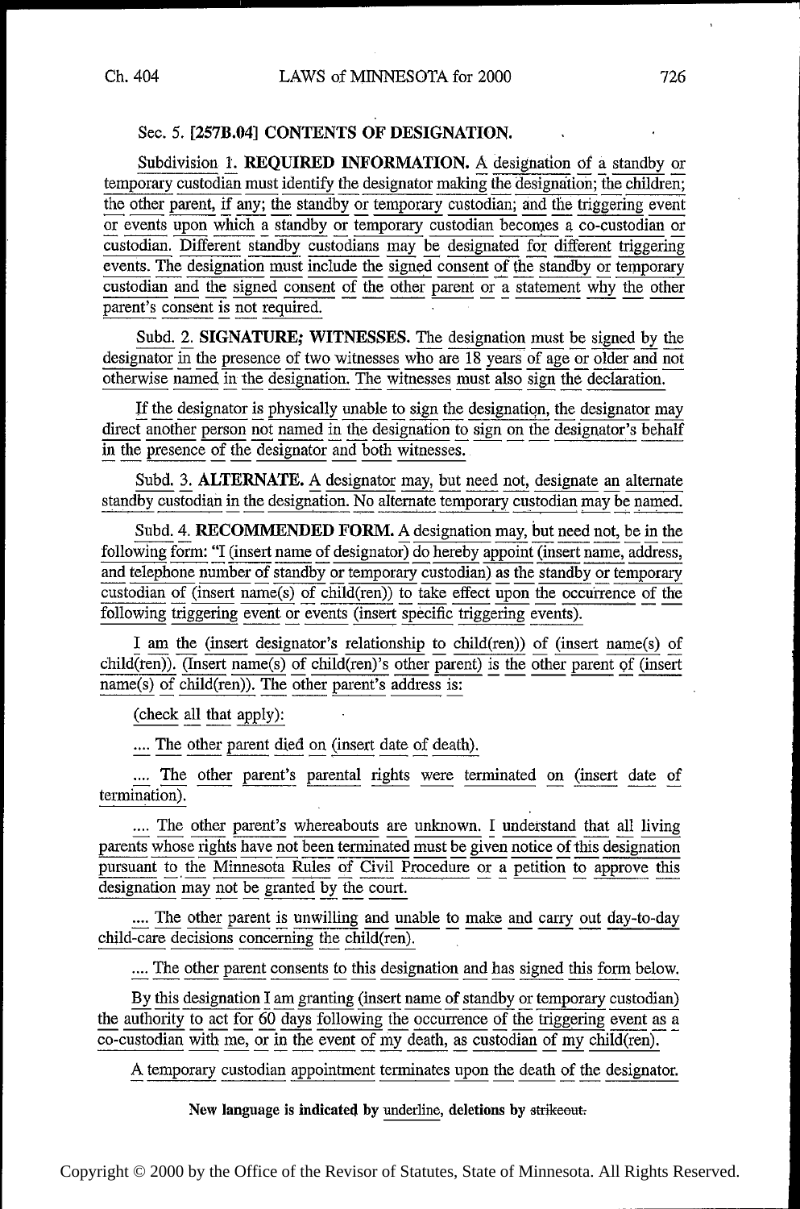Sec. 5. **[257B.04] CONTENTS OF DESIGNATION.**

Subdivision 1. **REQUIRED INFORMATION.** A designation of a standby or temporary custodian must identify the designator making the designation; the children; the other parent, if any; the standby or temporary custodian; and the triggering event or events upon which a standby or temporary custodian becomes a co-custodian or custodian. Different standby custodians may be designated for different triggering events. The designation must include the signed consent of the standby or temporary custodian and the signed consent of the other parent or a statement why the other parent's consent is not required.

Subd. 2. **SIGNATURE; WITNESSES.** The designation must be signed by the designator in the presence of two witnesses who are 18 years of age or older and not otherwise named in the designation. The witnesses must also sign the declaration.

If the designator is physically unable to sign the designation, the designator may direct another person not named in the designation to sign on the designator's behalf in the presence of the designator and both witnesses.

Subd. 3. **ALTERNATE.** A designator may, but need not, designate an alternate standby custodian in the designation. No alternate temporary custodian may be named.

Subd. 4. **RECOMMENDED FORM.** A designation may, but need not, be in the following form: "I (insert name of designator) do hereby appoint (insert name, address, and telephone number of standby or temporary custodian) as the standby or temporary custodian of (insert name(s) of child(ren)) to take effect upon the occurrence of the following triggering event or events (insert specific triggering events).

I am the (insert designator's relationship to child(ren)) of (insert name(s) of child(ren)). (Insert name(s) of child(ren)'s other parent) is the other parent of (insert name(s) of child(ren)). The other parent's address is:

(check all that apply):

.... The other parent died on (insert date of death).

.... The other parent's parental rights were terminated on (insert date of termination).

.... The other parent's whereabouts are unknown. I understand that all living parents whose rights have not been terminated must be given notice of this designation pursuant to the Minnesota Rules of Civil Procedure or a petition to approve this designation may not be granted by the court.

.... The other parent is unwilling and unable to make and carry out day-to-day child-care decisions concerning the child(ren).

.... The other parent consents to this designation and has signed this form below.

By this designation I am granting (insert name of standby or temporary custodian) the authority to act for 60 days following the occurrence of the triggering event as a co-custodian with me, or in the event of my death, as custodian of my child(ren).

A temporary custodian appointment terminates upon the death of the designator.

New language is indicated by underline, deletions by ~~strikeout.~~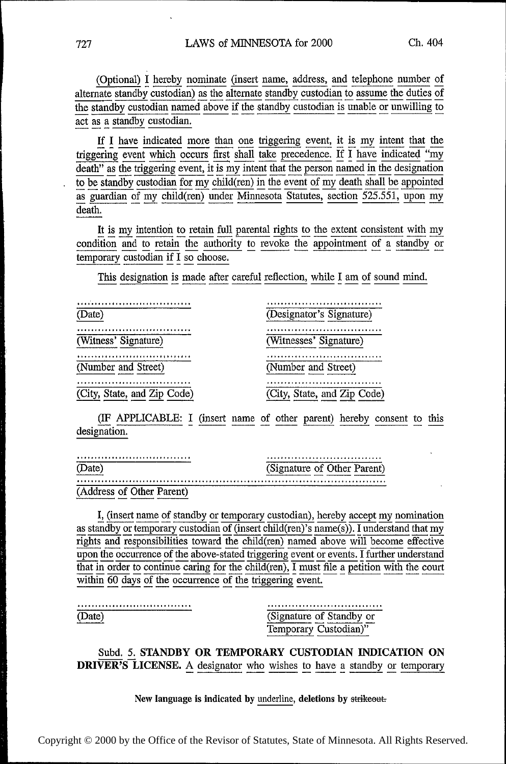(Optional) I hereby nominate (insert name, address, and telephone number of alternate standby custodian) as the alternate standby custodian to assume the duties of the standby custodian named above if the standby custodian is unable or unwilling to act as a standby custodian.

If I have indicated more than one triggering event, it is my intent that the triggering event which occurs first shall take precedence. If I have indicated "my death" as the triggering event, it is my intent that the person named in the designation to be standby custodian for my child(ren) in the event of my death shall be appointed as guardian of my child(ren) under Minnesota Statutes, section 525.551, upon my death.

It is my intention to retain full parental rights to the extent consistent with my condition and to retain the authority to revoke the appointment of a standby or temporary custodian if I so choose.

This designation is made after careful reflection, while I am of sound mind.

| | |
|---|---|
| .............................. | .............................. |
| (Date) | (Designator's Signature) |
| .............................. | .............................. |
| (Witness' Signature) | (Witnesses' Signature) |
| .............................. | .............................. |
| (Number and Street) | (Number and Street) |
| .............................. | .............................. |
| (City, State, and Zip Code) | (City, State, and Zip Code) |

(IF APPLICABLE: I (insert name of other parent) hereby consent to this designation.

| | |
|---|---|
| .............................. | .............................. |
| (Date) | (Signature of Other Parent) |

..............................................................................

(Address of Other Parent)

I, (insert name of standby or temporary custodian), hereby accept my nomination as standby or temporary custodian of (insert child(ren)'s name(s)). I understand that my rights and responsibilities toward the child(ren) named above will become effective upon the occurrence of the above-stated triggering event or events. I further understand that in order to continue caring for the child(ren), I must file a petition with the court within 60 days of the occurrence of the triggering event.

| | |
|---|---|
| .............................. | .............................. |
| (Date) | (Signature of Standby or Temporary Custodian)" |

Subd. 5. **STANDBY OR TEMPORARY CUSTODIAN INDICATION ON DRIVER'S LICENSE.** A designator who wishes to have a standby or temporary

New language is indicated by underline, deletions by strikeout.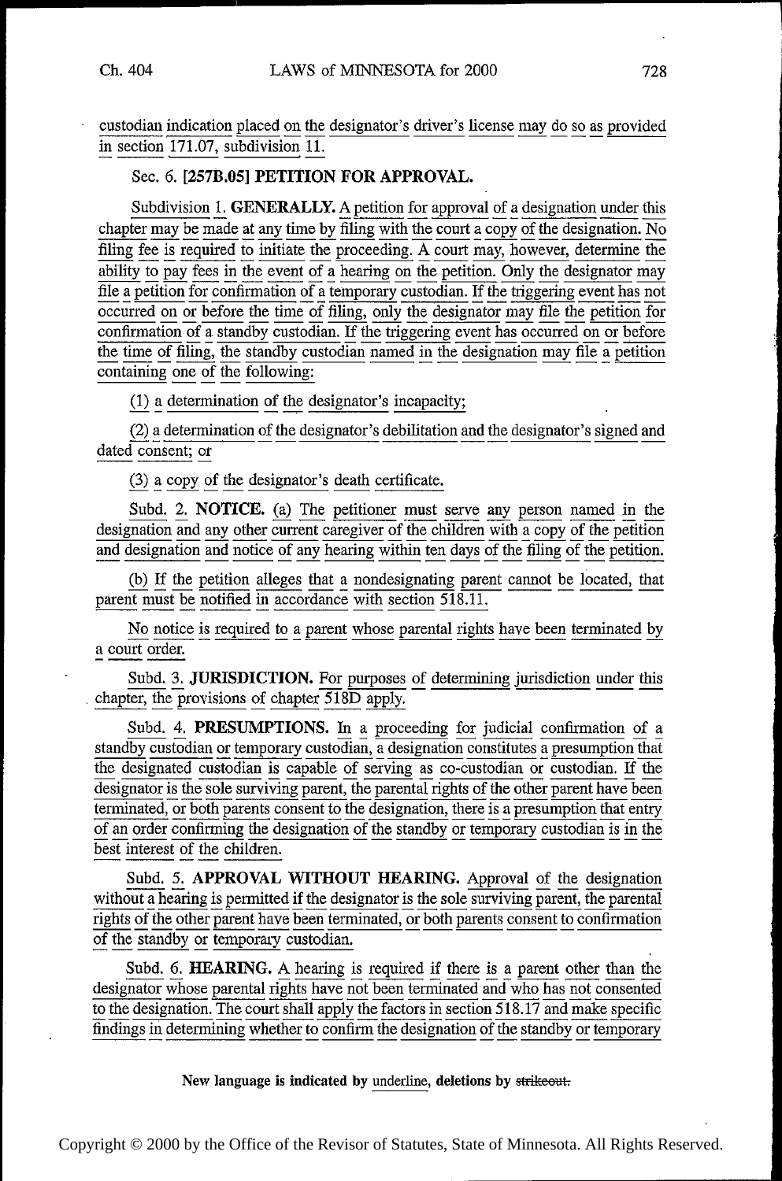custodian indication placed on the designator's driver's license may do so as provided in section 171.07, subdivision 11.

Sec. 6. **[257B.05] PETITION FOR APPROVAL.**

Subdivision 1. **GENERALLY.** A petition for approval of a designation under this chapter may be made at any time by filing with the court a copy of the designation. No filing fee is required to initiate the proceeding. A court may, however, determine the ability to pay fees in the event of a hearing on the petition. Only the designator may file a petition for confirmation of a temporary custodian. If the triggering event has not occurred on or before the time of filing, only the designator may file the petition for confirmation of a standby custodian. If the triggering event has occurred on or before the time of filing, the standby custodian named in the designation may file a petition containing one of the following:

(1) a determination of the designator's incapacity;

(2) a determination of the designator's debilitation and the designator's signed and dated consent; or

(3) a copy of the designator's death certificate.

Subd. 2. **NOTICE.** (a) The petitioner must serve any person named in the designation and any other current caregiver of the children with a copy of the petition and designation and notice of any hearing within ten days of the filing of the petition.

(b) If the petition alleges that a nondesignating parent cannot be located, that parent must be notified in accordance with section 518.11.

No notice is required to a parent whose parental rights have been terminated by a court order.

Subd. 3. **JURISDICTION.** For purposes of determining jurisdiction under this chapter, the provisions of chapter 518D apply.

Subd. 4. **PRESUMPTIONS.** In a proceeding for judicial confirmation of a standby custodian or temporary custodian, a designation constitutes a presumption that the designated custodian is capable of serving as co-custodian or custodian. If the designator is the sole surviving parent, the parental rights of the other parent have been terminated, or both parents consent to the designation, there is a presumption that entry of an order confirming the designation of the standby or temporary custodian is in the best interest of the children.

Subd. 5. **APPROVAL WITHOUT HEARING.** Approval of the designation without a hearing is permitted if the designator is the sole surviving parent, the parental rights of the other parent have been terminated, or both parents consent to confirmation of the standby or temporary custodian.

Subd. 6. **HEARING.** A hearing is required if there is a parent other than the designator whose parental rights have not been terminated and who has not consented to the designation. The court shall apply the factors in section 518.17 and make specific findings in determining whether to confirm the designation of the standby or temporary

New language is indicated by underline, deletions by ~~strikeout.~~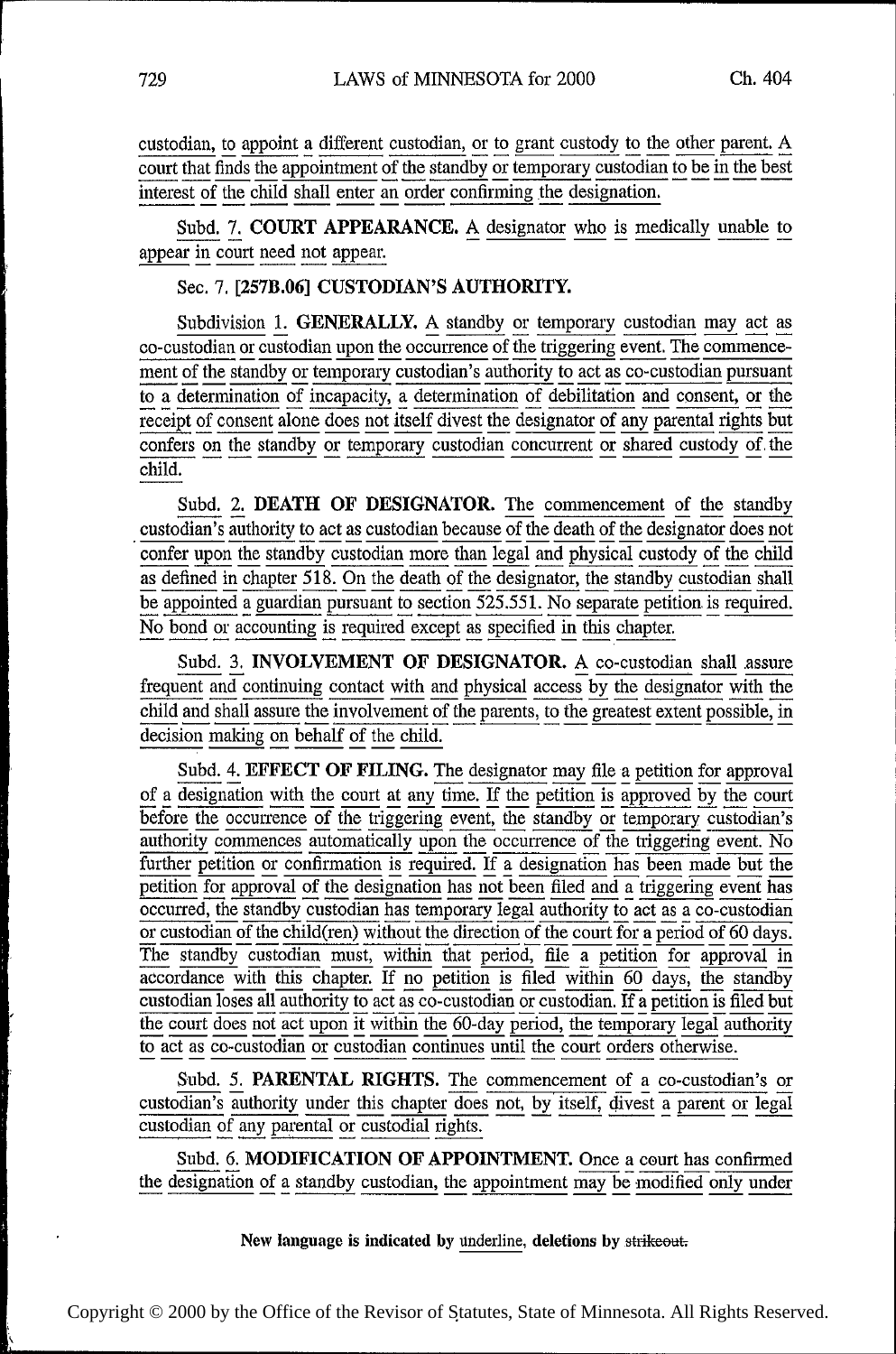custodian, to appoint a different custodian, or to grant custody to the other parent. A court that finds the appointment of the standby or temporary custodian to be in the best interest of the child shall enter an order confirming the designation.

Subd. 7. **COURT APPEARANCE.** A designator who is medically unable to appear in court need not appear.

Sec. 7. [257B.06] **CUSTODIAN'S AUTHORITY.**

Subdivision 1. **GENERALLY.** A standby or temporary custodian may act as co-custodian or custodian upon the occurrence of the triggering event. The commencement of the standby or temporary custodian's authority to act as co-custodian pursuant to a determination of incapacity, a determination of debilitation and consent, or the receipt of consent alone does not itself divest the designator of any parental rights but confers on the standby or temporary custodian concurrent or shared custody of the child.

Subd. 2. **DEATH OF DESIGNATOR.** The commencement of the standby custodian's authority to act as custodian because of the death of the designator does not confer upon the standby custodian more than legal and physical custody of the child as defined in chapter 518. On the death of the designator, the standby custodian shall be appointed a guardian pursuant to section 525.551. No separate petition is required. No bond or accounting is required except as specified in this chapter.

Subd. 3. **INVOLVEMENT OF DESIGNATOR.** A co-custodian shall assure frequent and continuing contact with and physical access by the designator with the child and shall assure the involvement of the parents, to the greatest extent possible, in decision making on behalf of the child.

Subd. 4. **EFFECT OF FILING.** The designator may file a petition for approval of a designation with the court at any time. If the petition is approved by the court before the occurrence of the triggering event, the standby or temporary custodian's authority commences automatically upon the occurrence of the triggering event. No further petition or confirmation is required. If a designation has been made but the petition for approval of the designation has not been filed and a triggering event has occurred, the standby custodian has temporary legal authority to act as a co-custodian or custodian of the child(ren) without the direction of the court for a period of 60 days. The standby custodian must, within that period, file a petition for approval in accordance with this chapter. If no petition is filed within 60 days, the standby custodian loses all authority to act as co-custodian or custodian. If a petition is filed but the court does not act upon it within the 60-day period, the temporary legal authority to act as co-custodian or custodian continues until the court orders otherwise.

Subd. 5. **PARENTAL RIGHTS.** The commencement of a co-custodian's or custodian's authority under this chapter does not, by itself, divest a parent or legal custodian of any parental or custodial rights.

Subd. 6. **MODIFICATION OF APPOINTMENT.** Once a court has confirmed the designation of a standby custodian, the appointment may be modified only under

New language is indicated by underline, deletions by ~~strikeout~~.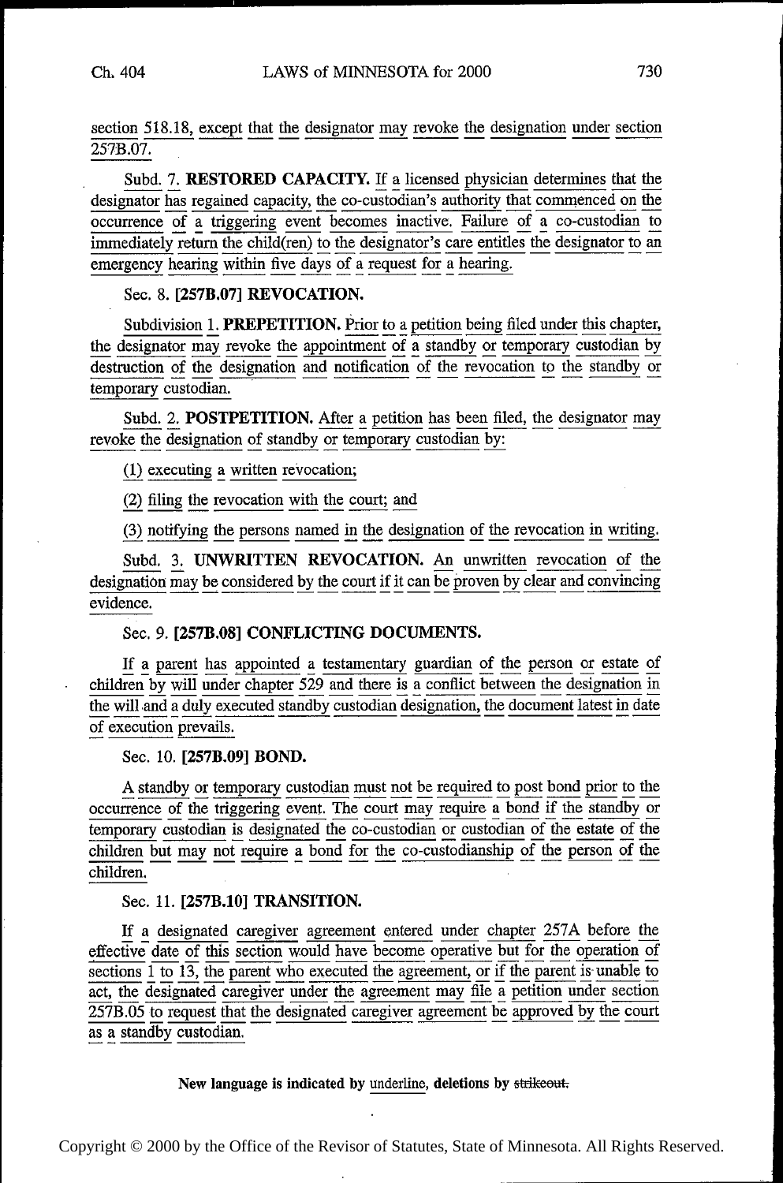section 518.18, except that the designator may revoke the designation under section 257B.07.

Subd. 7. **RESTORED CAPACITY.** If a licensed physician determines that the designator has regained capacity, the co-custodian's authority that commenced on the occurrence of a triggering event becomes inactive. Failure of a co-custodian to immediately return the child(ren) to the designator's care entitles the designator to an emergency hearing within five days of a request for a hearing.

Sec. 8. **[257B.07] REVOCATION.**

Subdivision 1. **PREPETITION.** Prior to a petition being filed under this chapter, the designator may revoke the appointment of a standby or temporary custodian by destruction of the designation and notification of the revocation to the standby or temporary custodian.

Subd. 2. **POSTPETITION.** After a petition has been filed, the designator may revoke the designation of standby or temporary custodian by:

(1) executing a written revocation;

(2) filing the revocation with the court; and

(3) notifying the persons named in the designation of the revocation in writing.

Subd. 3. **UNWRITTEN REVOCATION.** An unwritten revocation of the designation may be considered by the court if it can be proven by clear and convincing evidence.

Sec. 9. **[257B.08] CONFLICTING DOCUMENTS.**

If a parent has appointed a testamentary guardian of the person or estate of children by will under chapter 529 and there is a conflict between the designation in the will and a duly executed standby custodian designation, the document latest in date of execution prevails.

Sec. 10. **[257B.09] BOND.**

A standby or temporary custodian must not be required to post bond prior to the occurrence of the triggering event. The court may require a bond if the standby or temporary custodian is designated the co-custodian or custodian of the estate of the children but may not require a bond for the co-custodianship of the person of the children.

Sec. 11. **[257B.10] TRANSITION.**

If a designated caregiver agreement entered under chapter 257A before the effective date of this section would have become operative but for the operation of sections 1 to 13, the parent who executed the agreement, or if the parent is unable to act, the designated caregiver under the agreement may file a petition under section 257B.05 to request that the designated caregiver agreement be approved by the court as a standby custodian.

**New language is indicated by underline, deletions by ~~strikeout.~~**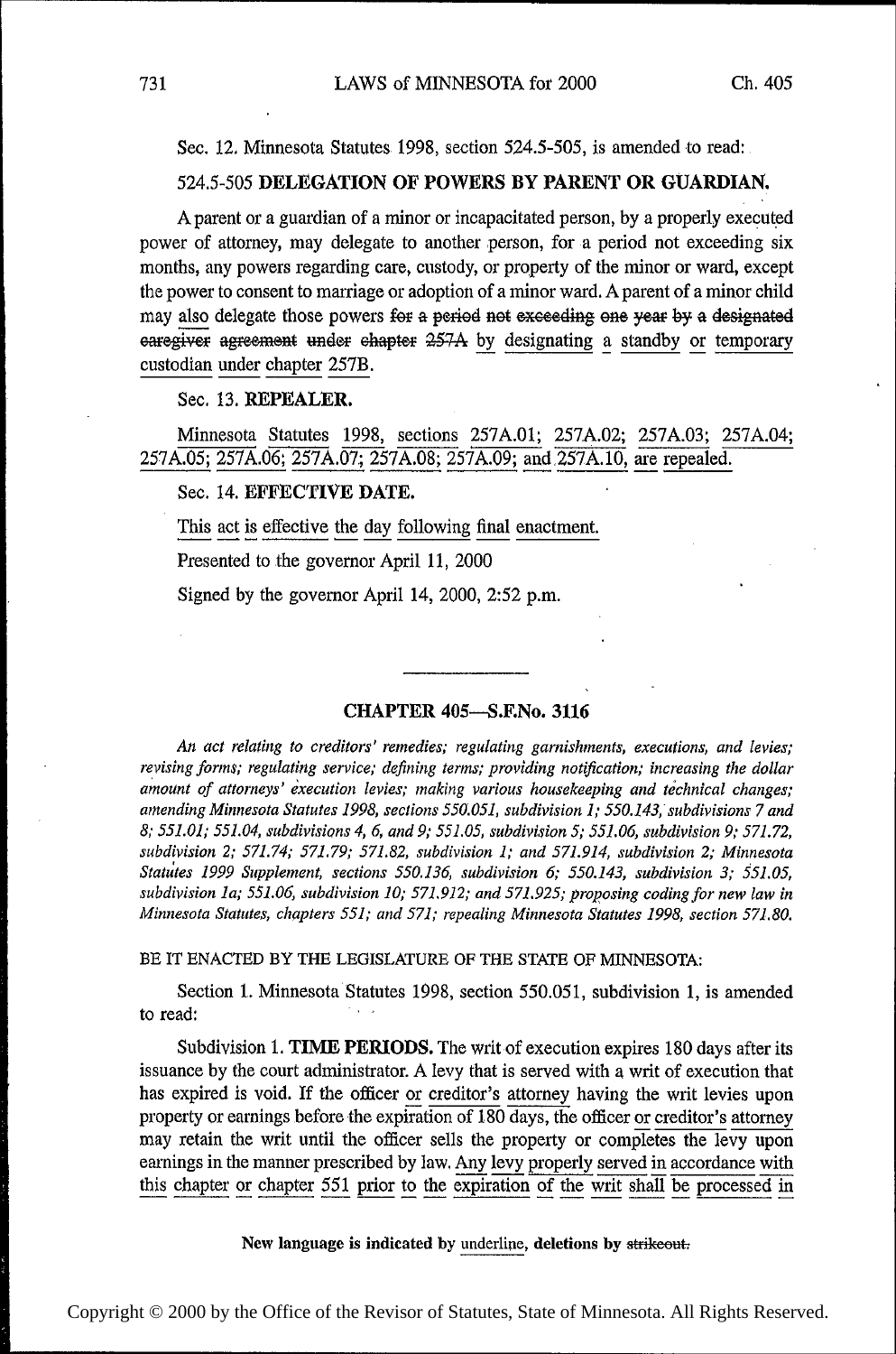Sec. 12. Minnesota Statutes 1998, section 524.5-505, is amended to read:

524.5-505 **DELEGATION OF POWERS BY PARENT OR GUARDIAN.**

A parent or a guardian of a minor or incapacitated person, by a properly executed power of attorney, may delegate to another person, for a period not exceeding six months, any powers regarding care, custody, or property of the minor or ward, except the power to consent to marriage or adoption of a minor ward. A parent of a minor child may also delegate those powers ~~for a period not exceeding one year by a designated caregiver agreement under chapter 257A~~ by designating a standby or temporary custodian under chapter 257B.

Sec. 13. **REPEALER.**

Minnesota Statutes 1998, sections 257A.01; 257A.02; 257A.03; 257A.04; 257A.05; 257A.06; 257A.07; 257A.08; 257A.09; and 257A.10, are repealed.

Sec. 14. **EFFECTIVE DATE.**

This act is effective the day following final enactment.

Presented to the governor April 11, 2000

Signed by the governor April 14, 2000, 2:52 p.m.

---

## CHAPTER 405—S.F.No. 3116

*An act relating to creditors' remedies; regulating garnishments, executions, and levies; revising forms; regulating service; defining terms; providing notification; increasing the dollar amount of attorneys' execution levies; making various housekeeping and technical changes; amending Minnesota Statutes 1998, sections 550.051, subdivision 1; 550.143, subdivisions 7 and 8; 551.01; 551.04, subdivisions 4, 6, and 9; 551.05, subdivision 5; 551.06, subdivision 9; 571.72, subdivision 2; 571.74; 571.79; 571.82, subdivision 1; and 571.914, subdivision 2; Minnesota Statutes 1999 Supplement, sections 550.136, subdivision 6; 550.143, subdivision 3; 551.05, subdivision 1a; 551.06, subdivision 10; 571.912; and 571.925; proposing coding for new law in Minnesota Statutes, chapters 551; and 571; repealing Minnesota Statutes 1998, section 571.80.*

BE IT ENACTED BY THE LEGISLATURE OF THE STATE OF MINNESOTA:

Section 1. Minnesota Statutes 1998, section 550.051, subdivision 1, is amended to read:

Subdivision 1. **TIME PERIODS.** The writ of execution expires 180 days after its issuance by the court administrator. A levy that is served with a writ of execution that has expired is void. If the officer or creditor's attorney having the writ levies upon property or earnings before the expiration of 180 days, the officer or creditor's attorney may retain the writ until the officer sells the property or completes the levy upon earnings in the manner prescribed by law. Any levy properly served in accordance with this chapter or chapter 551 prior to the expiration of the writ shall be processed in

**New language is indicated by underline, deletions by ~~strikeout.~~**